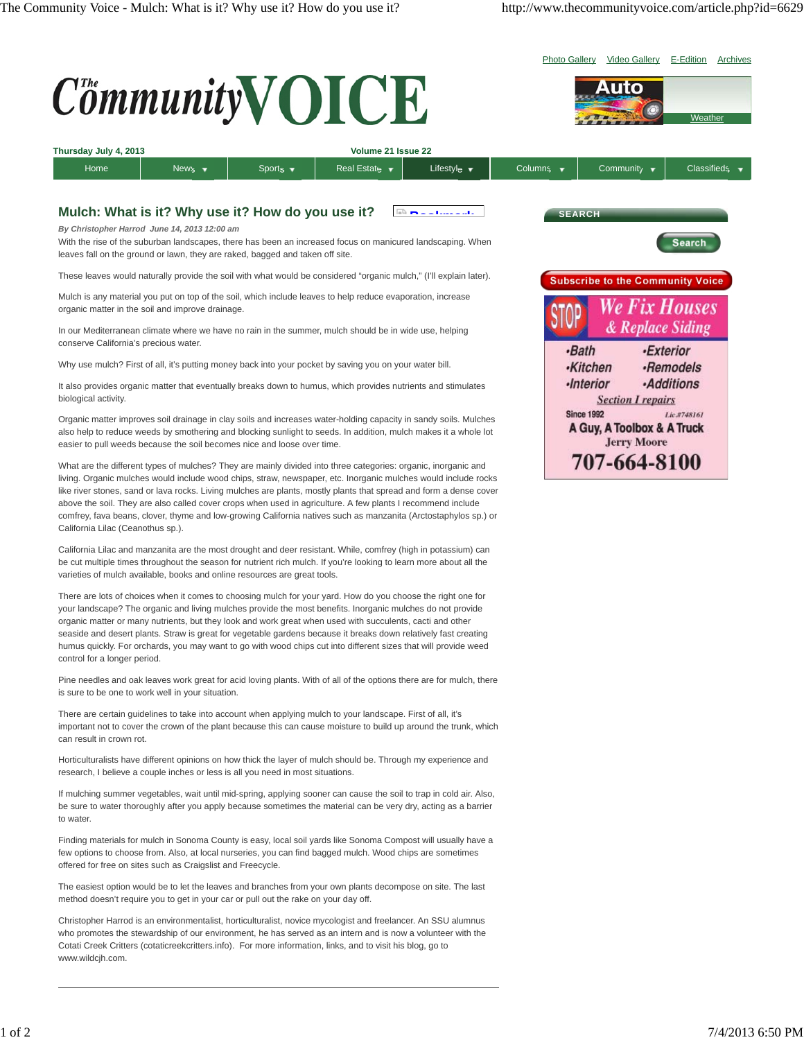# Mulch: What is it? Why use it? How do you use it?

*By Christopher Harrod June 14, 2013 12:00 am*

With the rise of the suburban landscapes, there has been an increased focus on manicured landscaping. When leaves fall on the ground or lawn, they are raked, bagged and taken off site.

These leaves would naturally provide the soil with what would be considered "organic mulch," (I'll explain later).

Mulch is any material you put on top of the soil, which include leaves to help reduce evaporation, increase organic matter in the soil and improve drainage.

In our Mediterranean climate where we have no rain in the summer, mulch should be in wide use, helping conserve California's precious water.

Why use mulch? First of all, it's putting money back into your pocket by saving you on your water bill.

It also provides organic matter that eventually breaks down to humus, which provides nutrients and stimulates biological activity.

Organic matter improves soil drainage in clay soils and increases water-holding capacity in sandy soils. Mulches also help to reduce weeds by smothering and blocking sunlight to seeds. In addition, mulch makes it a whole lot easier to pull weeds because the soil becomes nice and loose over time.

What are the different types of mulches? They are mainly divided into three categories: organic, inorganic and living. Organic mulches would include wood chips, straw, newspaper, etc. Inorganic mulches would include rocks like river stones, sand or lava rocks. Living mulches are plants, mostly plants that spread and form a dense cover above the soil. They are also called cover crops when used in agriculture. A few plants I recommend include comfrey, fava beans, clover, thyme and low-growing California natives such as manzanita (Arctostaphylos sp.) or California Lilac (Ceanothus sp.).

California Lilac and manzanita are the most drought and deer resistant. While, comfrey (high in potassium) can be cut multiple times throughout the season for nutrient rich mulch. If you're looking to learn more about all the varieties of mulch available, books and online resources are great tools.

There are lots of choices when it comes to choosing mulch for your yard. How do you choose the right one for your landscape? The organic and living mulches provide the most benefits. Inorganic mulches do not provide organic matter or many nutrients, but they look and work great when used with succulents, cacti and other seaside and desert plants. Straw is great for vegetable gardens because it breaks down relatively fast creating humus quickly. For orchards, you may want to go with wood chips cut into different sizes that will provide weed control for a longer period.

Pine needles and oak leaves work great for acid loving plants. With of all of the options there are for mulch, there is sure to be one to work well in your situation.

There are certain guidelines to take into account when applying mulch to your landscape. First of all, it's important not to cover the crown of the plant because this can cause moisture to build up around the trunk, which can result in crown rot.

Horticulturalists have different opinions on how thick the layer of mulch should be. Through my experience and research, I believe a couple inches or less is all you need in most situations.

If mulching summer vegetables, wait until mid-spring, applying sooner can cause the soil to trap in cold air. Also, be sure to water thoroughly after you apply because sometimes the material can be very dry, acting as a barrier to water.

Finding materials for mulch in Sonoma County is easy, local soil yards like Sonoma Compost will usually have a few options to choose from. Also, at local nurseries, you can find bagged mulch. Wood chips are sometimes offered for free on sites such as Craigslist and Freecycle.

The easiest option would be to let the leaves and branches from your own plants decompose on site. The last method doesn't require you to get in your car or pull out the rake on your day off.

Christopher Harrod is an environmentalist, horticulturalist, novice mycologist and freelancer. An SSU alumnus who promotes the stewardship of our environment, he has served as an intern and is now a volunteer with the Cotati Creek Critters (cotaticreekcritters.info). For more information, links, and to visit his blog, go to www.wildcjh.com.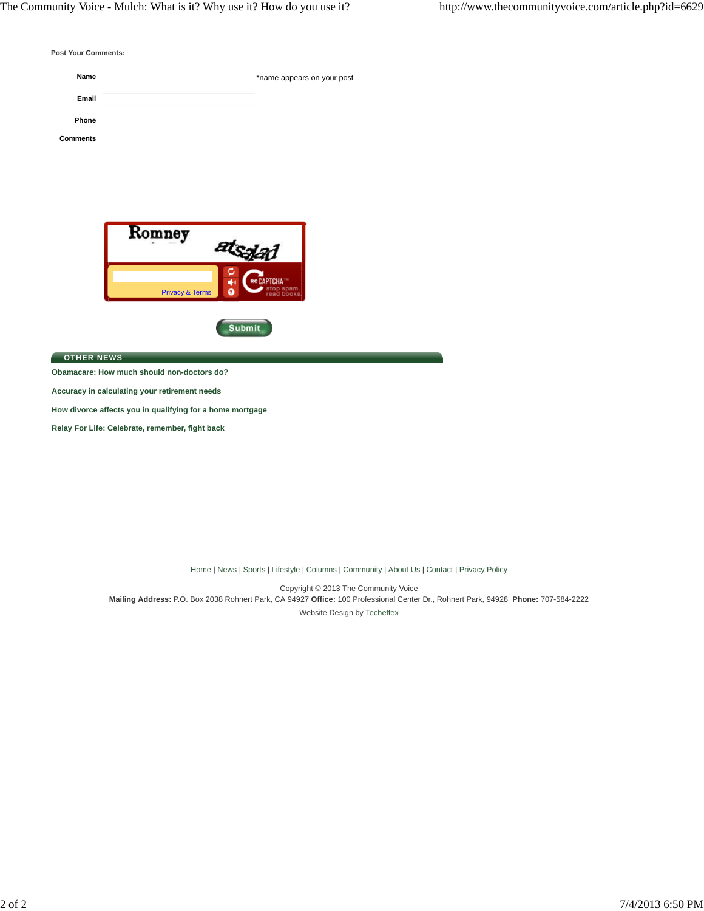**Post Your Comments:**

**Name** *name appears on your post

**Email**

**Phone**

**Comments**

Privacy & Terms

Submit

## OTHER NEWS

**Obamacare: How much should non-doctors do?**

**Accuracy in calculating your retirement needs**

**How divorce affects you in qualifying for a home mortgage**

**Relay For Life: Celebrate, remember, fight back**

Home | News | Sports | Lifestyle | Columns | Community | About Us | Contact | Privacy Policy

Copyright © 2013 The Community Voice

**Mailing Address:** P.O. Box 2038 Rohnert Park, CA 94927 **Office:** 100 Professional Center Dr., Rohnert Park, 94928 **Phone:** 707-584-2222

Website Design by Techeffex